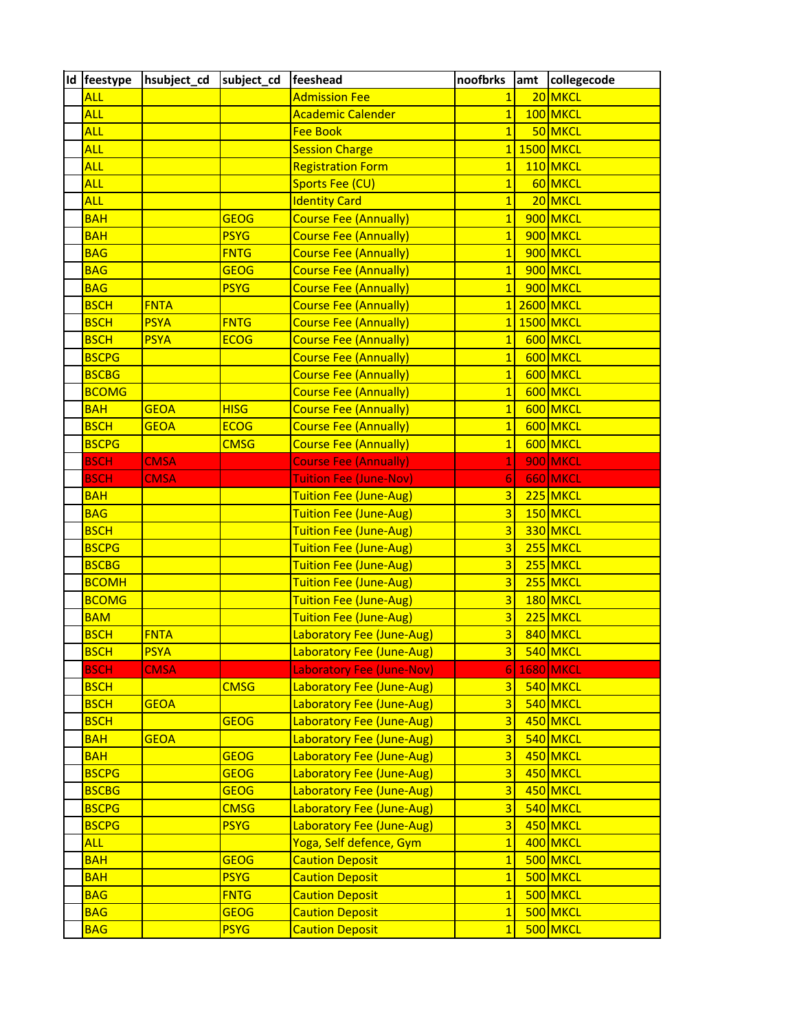| Id | feestype | hsubject_cd | subject_cd | feeshead | noofbrks | amt | collegecode |
|---|---|---|---|---|---|---|---|
| | ALL | | | Admission Fee | 1 | 20 | MKCL |
| | ALL | | | Academic Calender | 1 | 100 | MKCL |
| | ALL | | | Fee Book | 1 | 50 | MKCL |
| | ALL | | | Session Charge | 1 | 1500 | MKCL |
| | ALL | | | Registration Form | 1 | 110 | MKCL |
| | ALL | | | Sports Fee (CU) | 1 | 60 | MKCL |
| | ALL | | | Identity Card | 1 | 20 | MKCL |
| | BAH | | GEOG | Course Fee (Annually) | 1 | 900 | MKCL |
| | BAH | | PSYG | Course Fee (Annually) | 1 | 900 | MKCL |
| | BAG | | FNTG | Course Fee (Annually) | 1 | 900 | MKCL |
| | BAG | | GEOG | Course Fee (Annually) | 1 | 900 | MKCL |
| | BAG | | PSYG | Course Fee (Annually) | 1 | 900 | MKCL |
| | BSCH | FNTA | | Course Fee (Annually) | 1 | 2600 | MKCL |
| | BSCH | PSYA | FNTG | Course Fee (Annually) | 1 | 1500 | MKCL |
| | BSCH | PSYA | ECOG | Course Fee (Annually) | 1 | 600 | MKCL |
| | BSCPG | | | Course Fee (Annually) | 1 | 600 | MKCL |
| | BSCBG | | | Course Fee (Annually) | 1 | 600 | MKCL |
| | BCOMG | | | Course Fee (Annually) | 1 | 600 | MKCL |
| | BAH | GEOA | HISG | Course Fee (Annually) | 1 | 600 | MKCL |
| | BSCH | GEOA | ECOG | Course Fee (Annually) | 1 | 600 | MKCL |
| | BSCPG | | CMSG | Course Fee (Annually) | 1 | 600 | MKCL |
| | BSCH | CMSA | | Course Fee (Annually) | 1 | 900 | MKCL |
| | BSCH | CMSA | | Tuition Fee (June-Nov) | 6 | 660 | MKCL |
| | BAH | | | Tuition Fee (June-Aug) | 3 | 225 | MKCL |
| | BAG | | | Tuition Fee (June-Aug) | 3 | 150 | MKCL |
| | BSCH | | | Tuition Fee (June-Aug) | 3 | 330 | MKCL |
| | BSCPG | | | Tuition Fee (June-Aug) | 3 | 255 | MKCL |
| | BSCBG | | | Tuition Fee (June-Aug) | 3 | 255 | MKCL |
| | BCOMH | | | Tuition Fee (June-Aug) | 3 | 255 | MKCL |
| | BCOMG | | | Tuition Fee (June-Aug) | 3 | 180 | MKCL |
| | BAM | | | Tuition Fee (June-Aug) | 3 | 225 | MKCL |
| | BSCH | FNTA | | Laboratory Fee (June-Aug) | 3 | 840 | MKCL |
| | BSCH | PSYA | | Laboratory Fee (June-Aug) | 3 | 540 | MKCL |
| | BSCH | CMSA | | Laboratory Fee (June-Nov) | 6 | 1680 | MKCL |
| | BSCH | | CMSG | Laboratory Fee (June-Aug) | 3 | 540 | MKCL |
| | BSCH | GEOA | | Laboratory Fee (June-Aug) | 3 | 540 | MKCL |
| | BSCH | | GEOG | Laboratory Fee (June-Aug) | 3 | 450 | MKCL |
| | BAH | GEOA | | Laboratory Fee (June-Aug) | 3 | 540 | MKCL |
| | BAH | | GEOG | Laboratory Fee (June-Aug) | 3 | 450 | MKCL |
| | BSCPG | | GEOG | Laboratory Fee (June-Aug) | 3 | 450 | MKCL |
| | BSCBG | | GEOG | Laboratory Fee (June-Aug) | 3 | 450 | MKCL |
| | BSCPG | | CMSG | Laboratory Fee (June-Aug) | 3 | 540 | MKCL |
| | BSCPG | | PSYG | Laboratory Fee (June-Aug) | 3 | 450 | MKCL |
| | ALL | | | Yoga, Self defence, Gym | 1 | 400 | MKCL |
| | BAH | | GEOG | Caution Deposit | 1 | 500 | MKCL |
| | BAH | | PSYG | Caution Deposit | 1 | 500 | MKCL |
| | BAG | | FNTG | Caution Deposit | 1 | 500 | MKCL |
| | BAG | | GEOG | Caution Deposit | 1 | 500 | MKCL |
| | BAG | | PSYG | Caution Deposit | 1 | 500 | MKCL |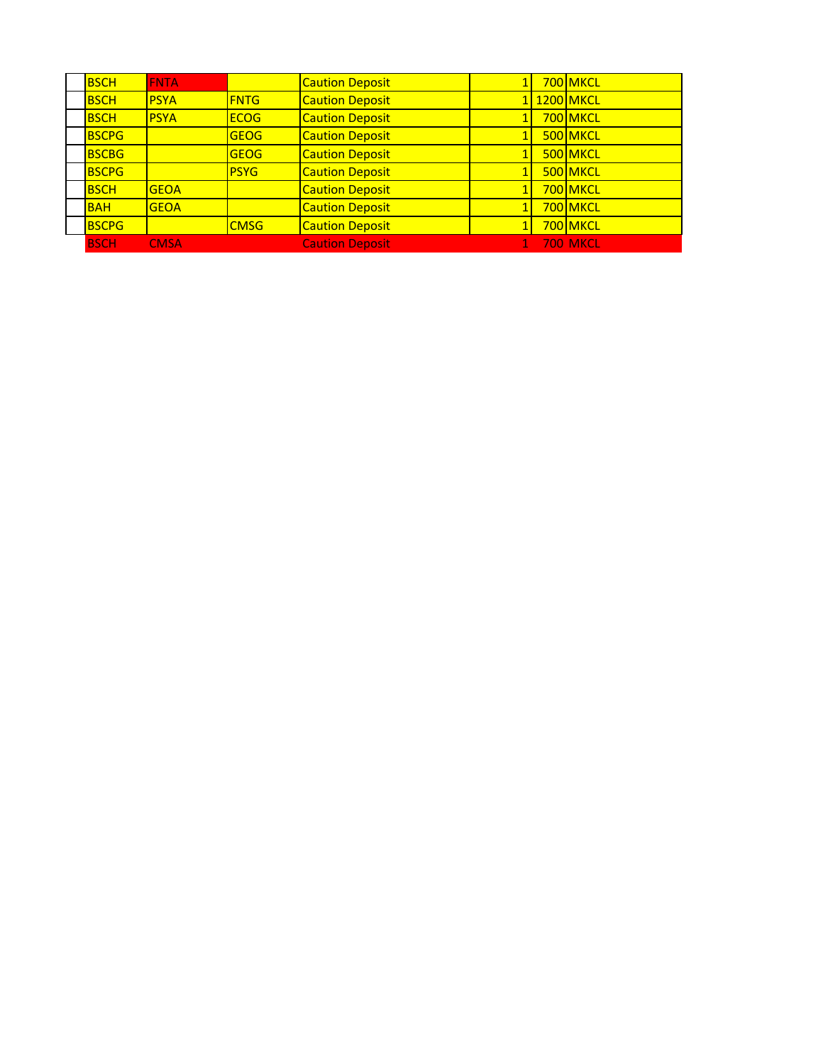| | | | | | | | |
|---|---|---|---|---|---|---|---|
| | BSCH | FNTA | | Caution Deposit | 1 | 700 | MKCL |
| | BSCH | PSYA | FNTG | Caution Deposit | 1 | 1200 | MKCL |
| | BSCH | PSYA | ECOG | Caution Deposit | 1 | 700 | MKCL |
| | BSCPG | | GEOG | Caution Deposit | 1 | 500 | MKCL |
| | BSCBG | | GEOG | Caution Deposit | 1 | 500 | MKCL |
| | BSCPG | | PSYG | Caution Deposit | 1 | 500 | MKCL |
| | BSCH | GEOA | | Caution Deposit | 1 | 700 | MKCL |
| | BAH | GEOA | | Caution Deposit | 1 | 700 | MKCL |
| | BSCPG | | CMSG | Caution Deposit | 1 | 700 | MKCL |
| | BSCH | CMSA | | Caution Deposit | 1 | 700 | MKCL |